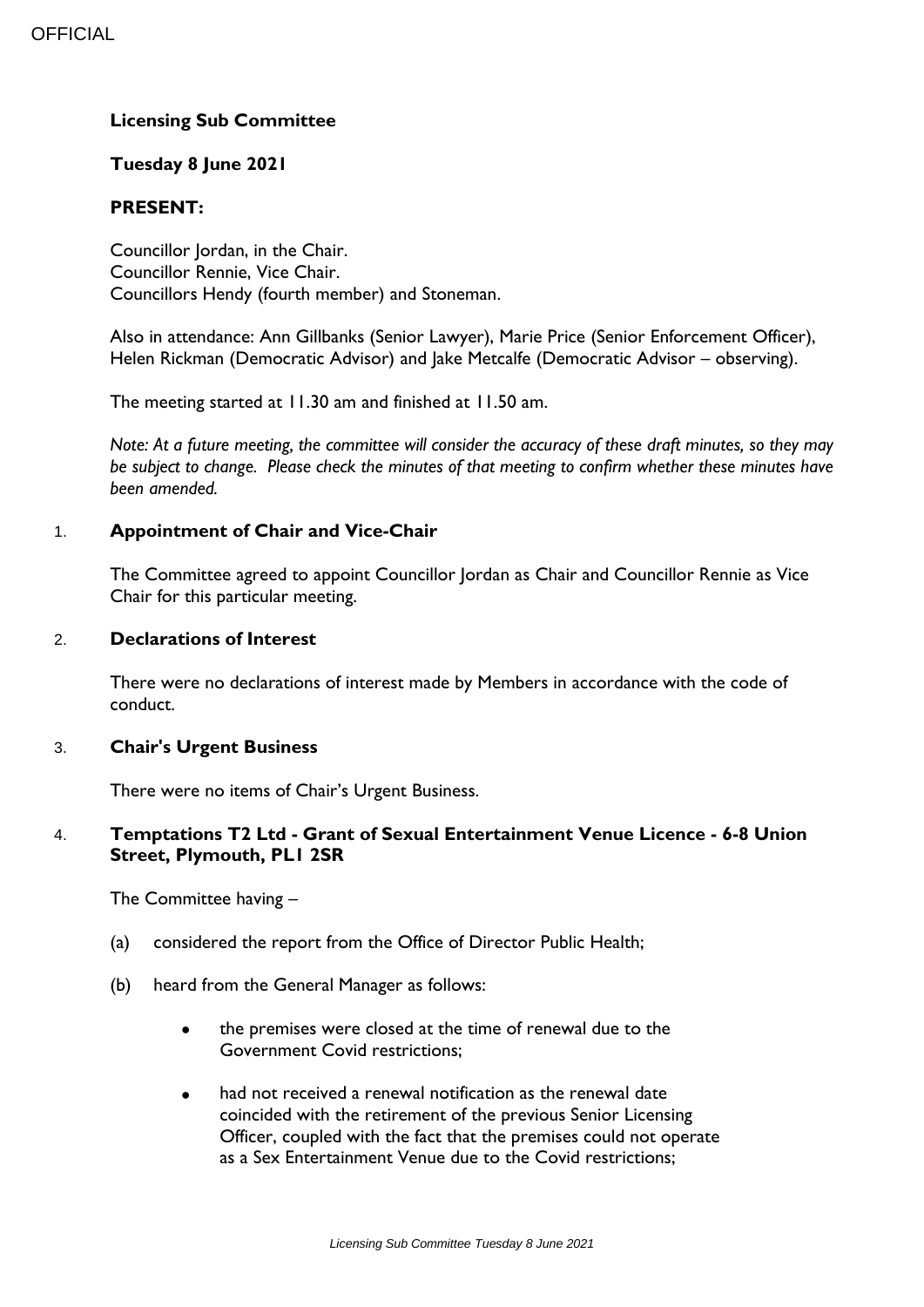OFFICIAL

# Licensing Sub Committee

## Tuesday 8 June 2021

### PRESENT:

Councillor Jordan, in the Chair.
Councillor Rennie, Vice Chair.
Councillors Hendy (fourth member) and Stoneman.

Also in attendance: Ann Gillbanks (Senior Lawyer), Marie Price (Senior Enforcement Officer), Helen Rickman (Democratic Advisor) and Jake Metcalfe (Democratic Advisor – observing).

The meeting started at 11.30 am and finished at 11.50 am.

*Note: At a future meeting, the committee will consider the accuracy of these draft minutes, so they may be subject to change. Please check the minutes of that meeting to confirm whether these minutes have been amended.*

### 1. Appointment of Chair and Vice-Chair

The Committee agreed to appoint Councillor Jordan as Chair and Councillor Rennie as Vice Chair for this particular meeting.

### 2. Declarations of Interest

There were no declarations of interest made by Members in accordance with the code of conduct.

### 3. Chair's Urgent Business

There were no items of Chair's Urgent Business.

### 4. Temptations T2 Ltd - Grant of Sexual Entertainment Venue Licence - 6-8 Union Street, Plymouth, PL1 2SR

The Committee having –

(a) considered the report from the Office of Director Public Health;

(b) heard from the General Manager as follows:

- the premises were closed at the time of renewal due to the Government Covid restrictions;
- had not received a renewal notification as the renewal date coincided with the retirement of the previous Senior Licensing Officer, coupled with the fact that the premises could not operate as a Sex Entertainment Venue due to the Covid restrictions;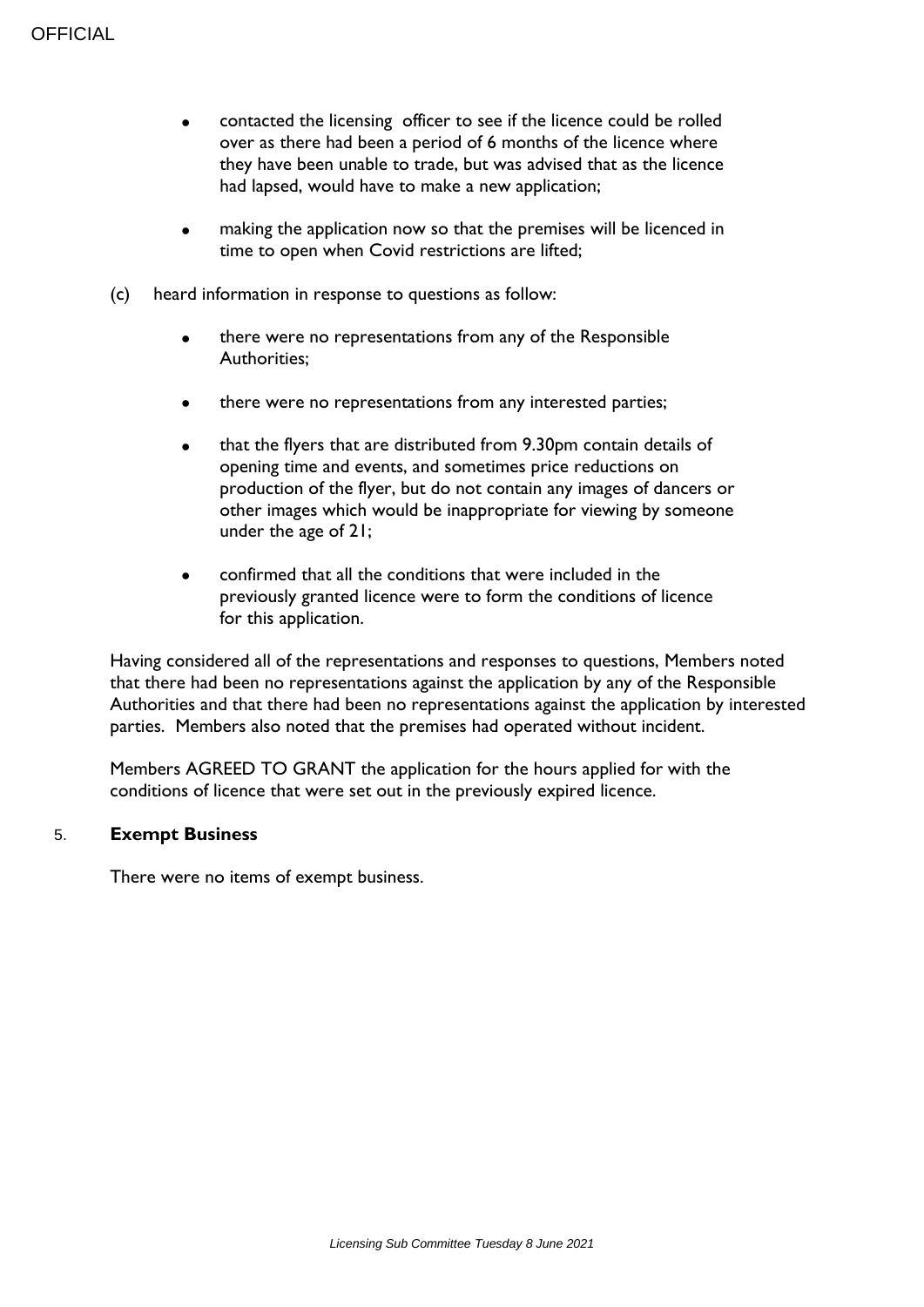- contacted the licensing officer to see if the licence could be rolled over as there had been a period of 6 months of the licence where they have been unable to trade, but was advised that as the licence had lapsed, would have to make a new application;

- making the application now so that the premises will be licenced in time to open when Covid restrictions are lifted;

(c) heard information in response to questions as follow:

- there were no representations from any of the Responsible Authorities;

- there were no representations from any interested parties;

- that the flyers that are distributed from 9.30pm contain details of opening time and events, and sometimes price reductions on production of the flyer, but do not contain any images of dancers or other images which would be inappropriate for viewing by someone under the age of 21;

- confirmed that all the conditions that were included in the previously granted licence were to form the conditions of licence for this application.

Having considered all of the representations and responses to questions, Members noted that there had been no representations against the application by any of the Responsible Authorities and that there had been no representations against the application by interested parties. Members also noted that the premises had operated without incident.

Members AGREED TO GRANT the application for the hours applied for with the conditions of licence that were set out in the previously expired licence.

## 5. Exempt Business

There were no items of exempt business.